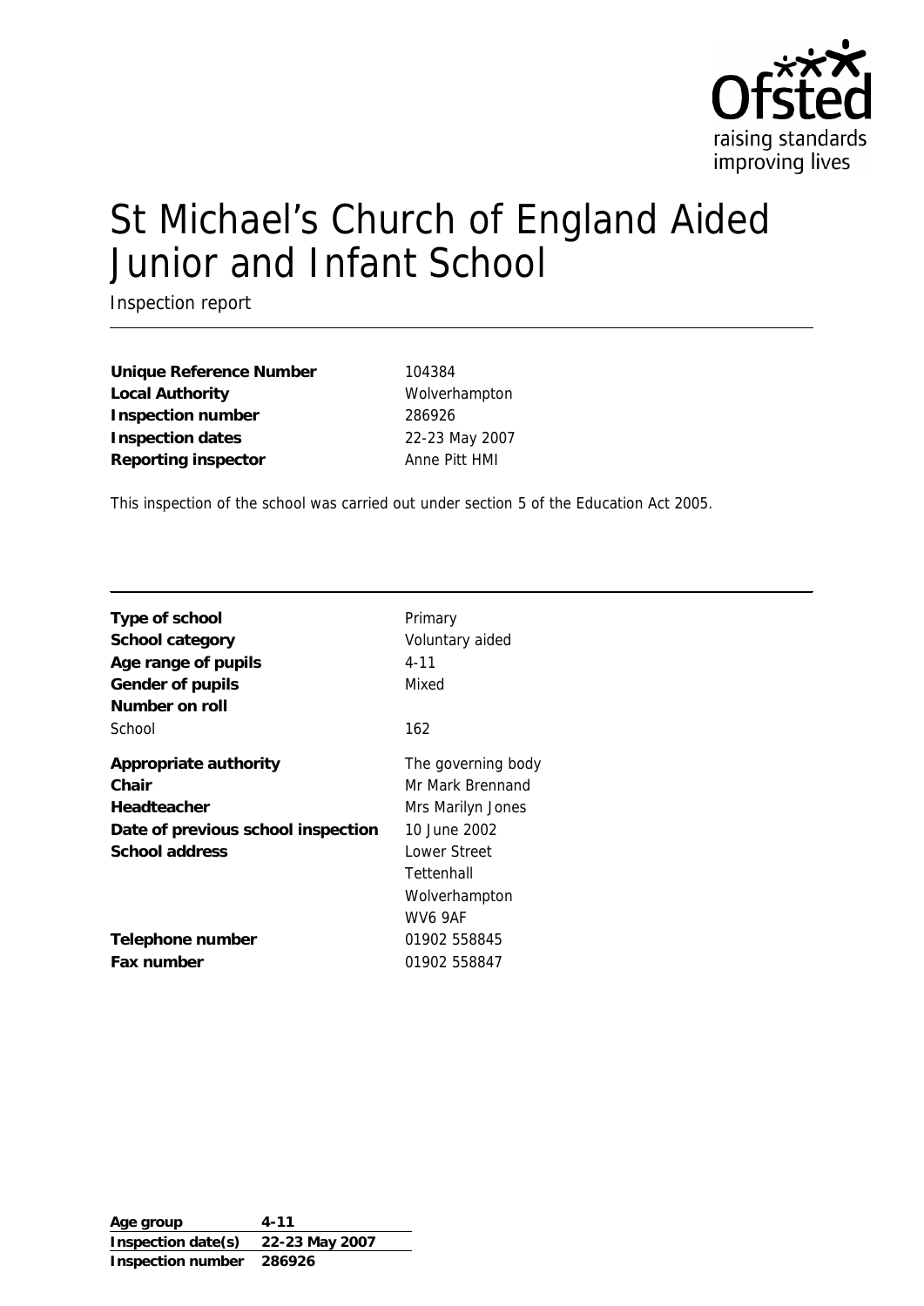Ofsted
raising standards
improving lives

# St Michael's Church of England Aided Junior and Infant School

Inspection report

| | |
|---|---|
| **Unique Reference Number** | 104384 |
| **Local Authority** | Wolverhampton |
| **Inspection number** | 286926 |
| **Inspection dates** | 22-23 May 2007 |
| **Reporting inspector** | Anne Pitt HMI |

This inspection of the school was carried out under section 5 of the Education Act 2005.

| | |
|---|---|
| **Type of school** | Primary |
| **School category** | Voluntary aided |
| **Age range of pupils** | 4-11 |
| **Gender of pupils** | Mixed |
| **Number on roll** | |
| School | 162 |
| **Appropriate authority** | The governing body |
| **Chair** | Mr Mark Brennand |
| **Headteacher** | Mrs Marilyn Jones |
| **Date of previous school inspection** | 10 June 2002 |
| **School address** | Lower Street<br>Tettenhall<br>Wolverhampton<br>WV6 9AF |
| **Telephone number** | 01902 558845 |
| **Fax number** | 01902 558847 |

| | |
|---|---|
| **Age group** | 4-11 |
| **Inspection date(s)** | 22-23 May 2007 |
| **Inspection number** | 286926 |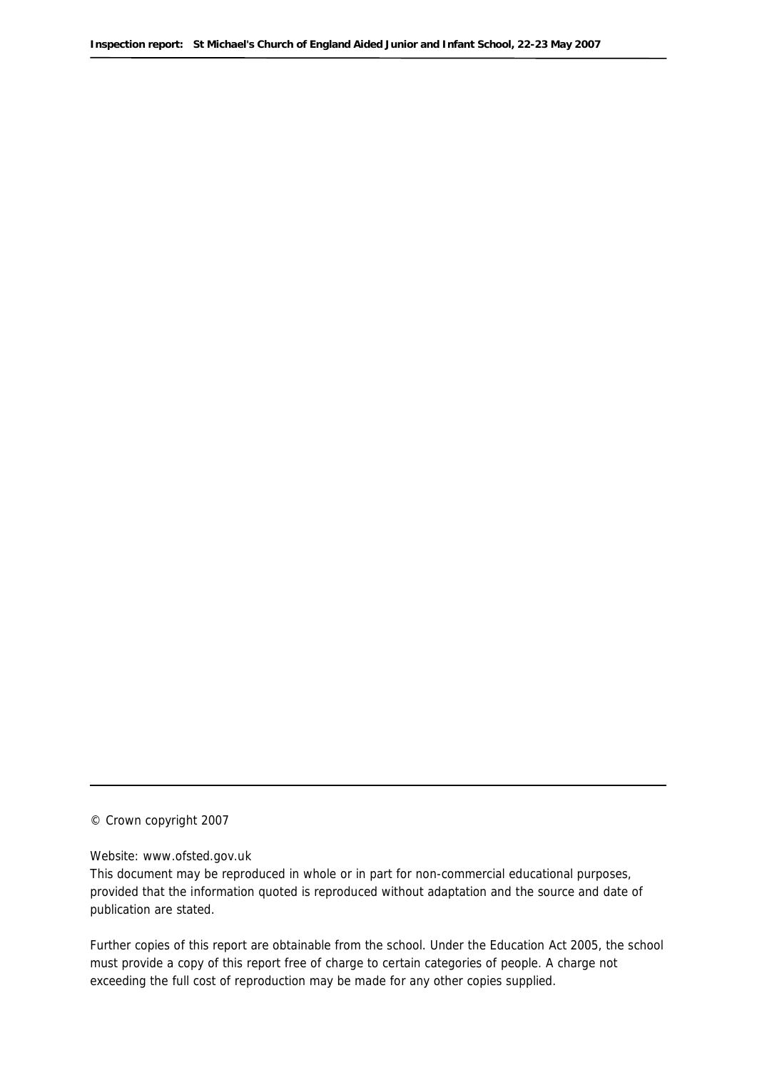© Crown copyright 2007

Website: www.ofsted.gov.uk

This document may be reproduced in whole or in part for non-commercial educational purposes, provided that the information quoted is reproduced without adaptation and the source and date of publication are stated.

Further copies of this report are obtainable from the school. Under the Education Act 2005, the school must provide a copy of this report free of charge to certain categories of people. A charge not exceeding the full cost of reproduction may be made for any other copies supplied.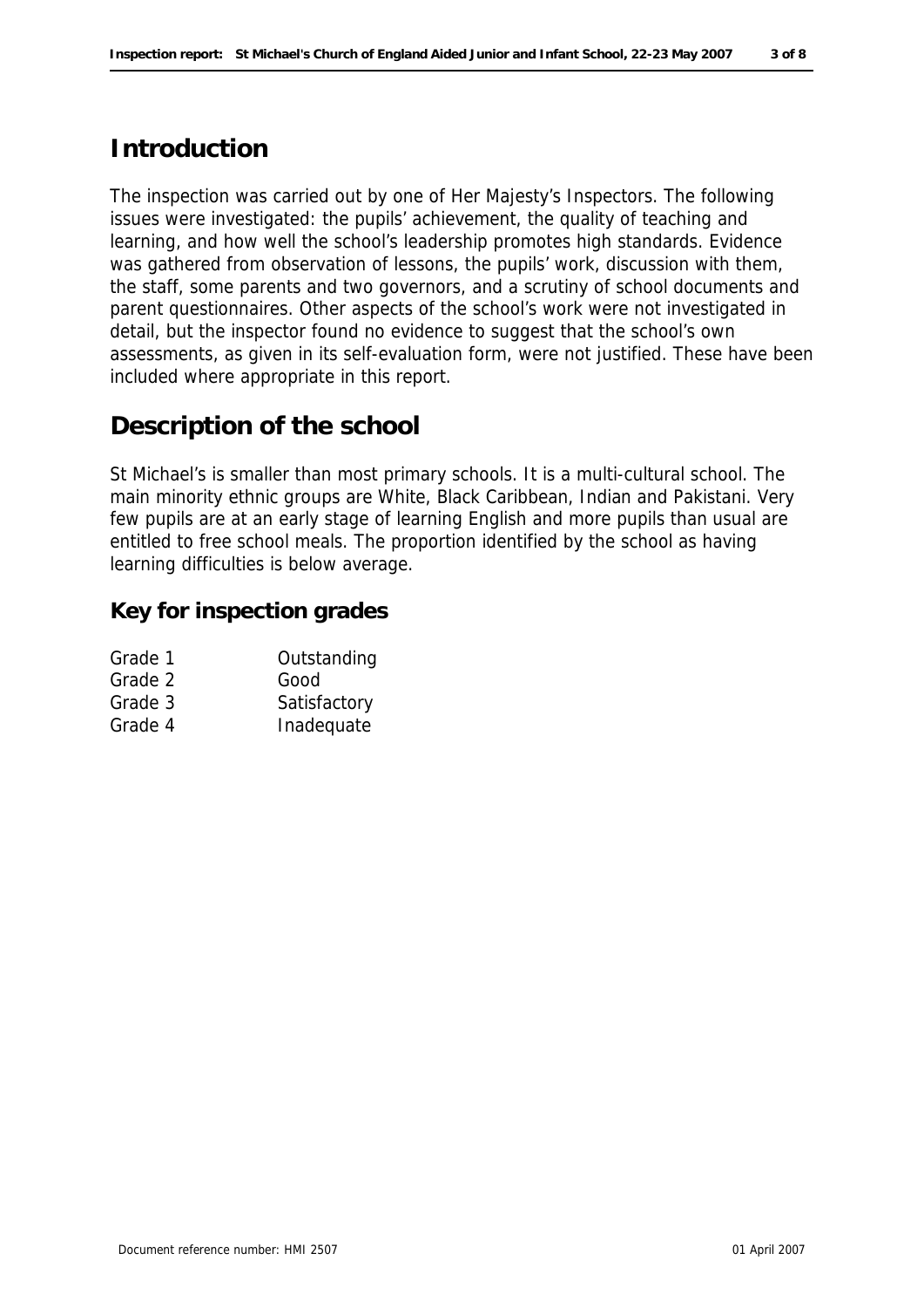## Introduction

The inspection was carried out by one of Her Majesty's Inspectors. The following issues were investigated: the pupils' achievement, the quality of teaching and learning, and how well the school's leadership promotes high standards. Evidence was gathered from observation of lessons, the pupils' work, discussion with them, the staff, some parents and two governors, and a scrutiny of school documents and parent questionnaires. Other aspects of the school's work were not investigated in detail, but the inspector found no evidence to suggest that the school's own assessments, as given in its self-evaluation form, were not justified. These have been included where appropriate in this report.

## Description of the school

St Michael's is smaller than most primary schools. It is a multi-cultural school. The main minority ethnic groups are White, Black Caribbean, Indian and Pakistani. Very few pupils are at an early stage of learning English and more pupils than usual are entitled to free school meals. The proportion identified by the school as having learning difficulties is below average.

### Key for inspection grades

| | |
|---|---|
| Grade 1 | Outstanding |
| Grade 2 | Good |
| Grade 3 | Satisfactory |
| Grade 4 | Inadequate |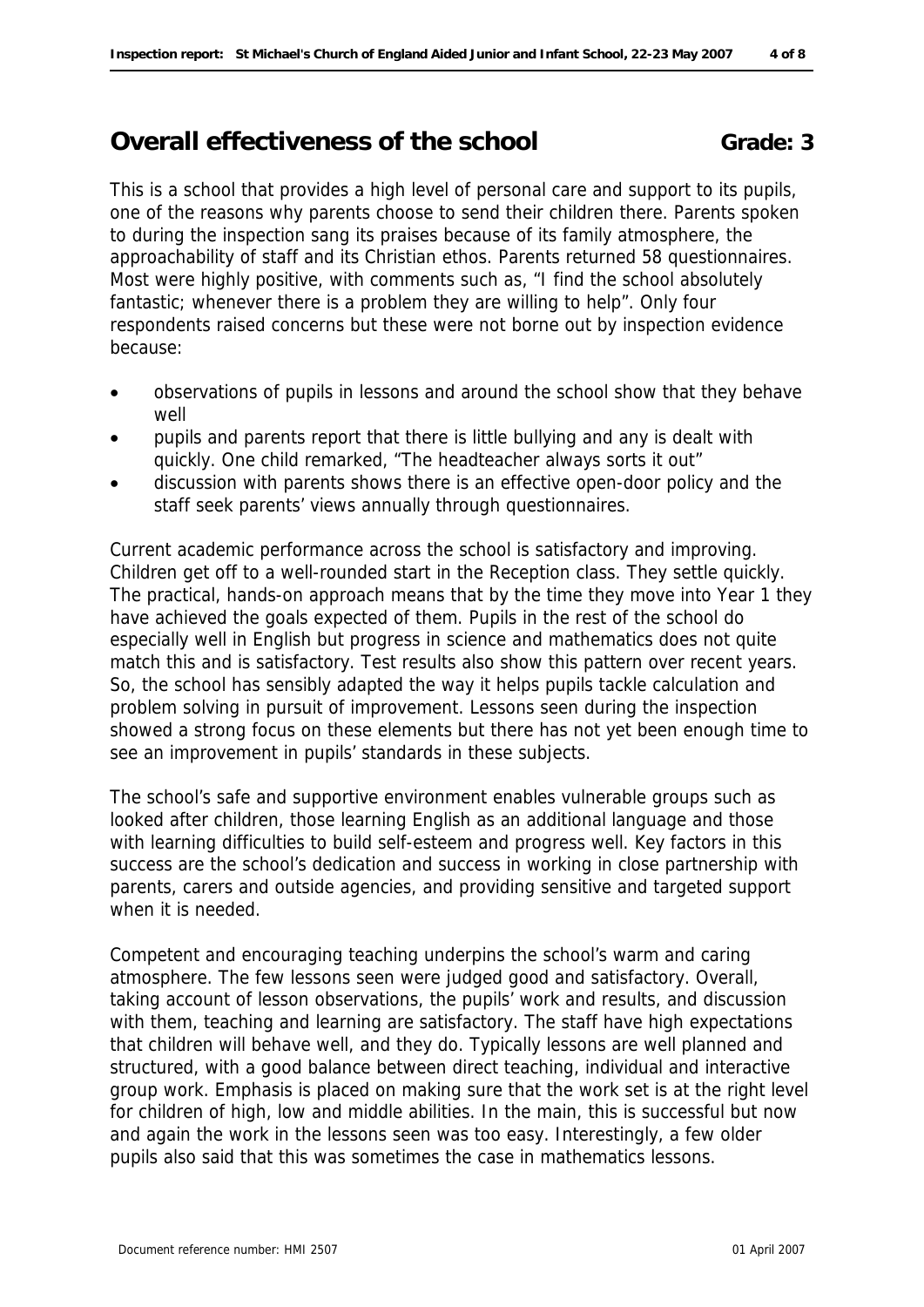## Overall effectiveness of the school **Grade: 3**

This is a school that provides a high level of personal care and support to its pupils, one of the reasons why parents choose to send their children there. Parents spoken to during the inspection sang its praises because of its family atmosphere, the approachability of staff and its Christian ethos. Parents returned 58 questionnaires. Most were highly positive, with comments such as, "I find the school absolutely fantastic; whenever there is a problem they are willing to help". Only four respondents raised concerns but these were not borne out by inspection evidence because:

- observations of pupils in lessons and around the school show that they behave well
- pupils and parents report that there is little bullying and any is dealt with quickly. One child remarked, "The headteacher always sorts it out"
- discussion with parents shows there is an effective open-door policy and the staff seek parents' views annually through questionnaires.

Current academic performance across the school is satisfactory and improving. Children get off to a well-rounded start in the Reception class. They settle quickly. The practical, hands-on approach means that by the time they move into Year 1 they have achieved the goals expected of them. Pupils in the rest of the school do especially well in English but progress in science and mathematics does not quite match this and is satisfactory. Test results also show this pattern over recent years. So, the school has sensibly adapted the way it helps pupils tackle calculation and problem solving in pursuit of improvement. Lessons seen during the inspection showed a strong focus on these elements but there has not yet been enough time to see an improvement in pupils' standards in these subjects.

The school's safe and supportive environment enables vulnerable groups such as looked after children, those learning English as an additional language and those with learning difficulties to build self-esteem and progress well. Key factors in this success are the school's dedication and success in working in close partnership with parents, carers and outside agencies, and providing sensitive and targeted support when it is needed.

Competent and encouraging teaching underpins the school's warm and caring atmosphere. The few lessons seen were judged good and satisfactory. Overall, taking account of lesson observations, the pupils' work and results, and discussion with them, teaching and learning are satisfactory. The staff have high expectations that children will behave well, and they do. Typically lessons are well planned and structured, with a good balance between direct teaching, individual and interactive group work. Emphasis is placed on making sure that the work set is at the right level for children of high, low and middle abilities. In the main, this is successful but now and again the work in the lessons seen was too easy. Interestingly, a few older pupils also said that this was sometimes the case in mathematics lessons.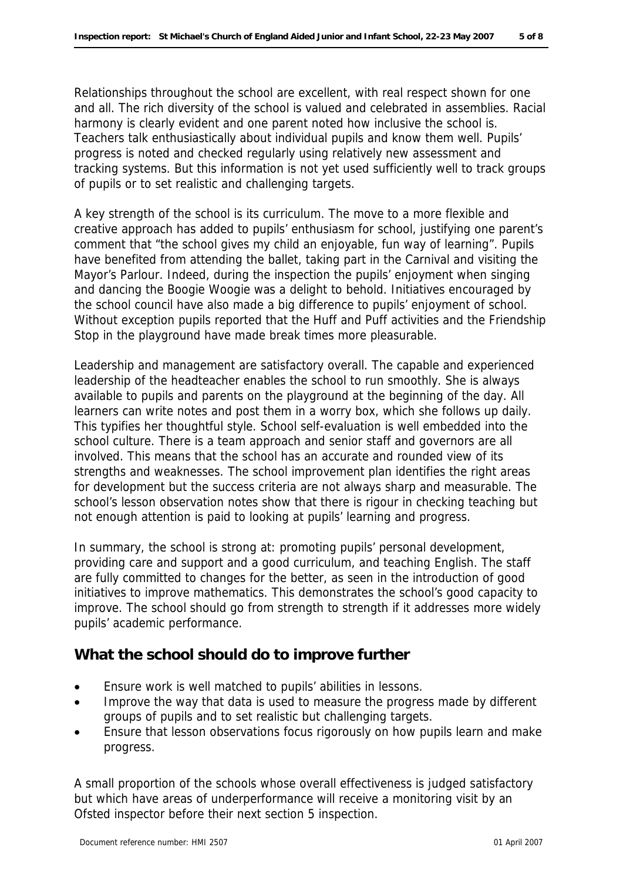Relationships throughout the school are excellent, with real respect shown for one and all. The rich diversity of the school is valued and celebrated in assemblies. Racial harmony is clearly evident and one parent noted how inclusive the school is. Teachers talk enthusiastically about individual pupils and know them well. Pupils' progress is noted and checked regularly using relatively new assessment and tracking systems. But this information is not yet used sufficiently well to track groups of pupils or to set realistic and challenging targets.

A key strength of the school is its curriculum. The move to a more flexible and creative approach has added to pupils' enthusiasm for school, justifying one parent's comment that "the school gives my child an enjoyable, fun way of learning". Pupils have benefited from attending the ballet, taking part in the Carnival and visiting the Mayor's Parlour. Indeed, during the inspection the pupils' enjoyment when singing and dancing the Boogie Woogie was a delight to behold. Initiatives encouraged by the school council have also made a big difference to pupils' enjoyment of school. Without exception pupils reported that the Huff and Puff activities and the Friendship Stop in the playground have made break times more pleasurable.

Leadership and management are satisfactory overall. The capable and experienced leadership of the headteacher enables the school to run smoothly. She is always available to pupils and parents on the playground at the beginning of the day. All learners can write notes and post them in a worry box, which she follows up daily. This typifies her thoughtful style. School self-evaluation is well embedded into the school culture. There is a team approach and senior staff and governors are all involved. This means that the school has an accurate and rounded view of its strengths and weaknesses. The school improvement plan identifies the right areas for development but the success criteria are not always sharp and measurable. The school's lesson observation notes show that there is rigour in checking teaching but not enough attention is paid to looking at pupils' learning and progress.

In summary, the school is strong at: promoting pupils' personal development, providing care and support and a good curriculum, and teaching English. The staff are fully committed to changes for the better, as seen in the introduction of good initiatives to improve mathematics. This demonstrates the school's good capacity to improve. The school should go from strength to strength if it addresses more widely pupils' academic performance.

## What the school should do to improve further

- Ensure work is well matched to pupils' abilities in lessons.
- Improve the way that data is used to measure the progress made by different groups of pupils and to set realistic but challenging targets.
- Ensure that lesson observations focus rigorously on how pupils learn and make progress.

A small proportion of the schools whose overall effectiveness is judged satisfactory but which have areas of underperformance will receive a monitoring visit by an Ofsted inspector before their next section 5 inspection.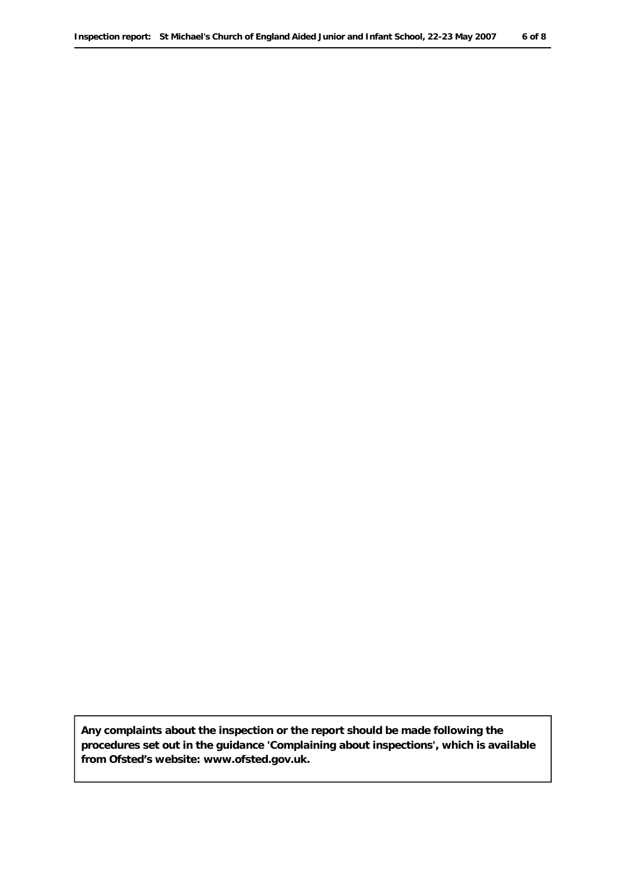**Any complaints about the inspection or the report should be made following the procedures set out in the guidance 'Complaining about inspections', which is available from Ofsted's website: www.ofsted.gov.uk.**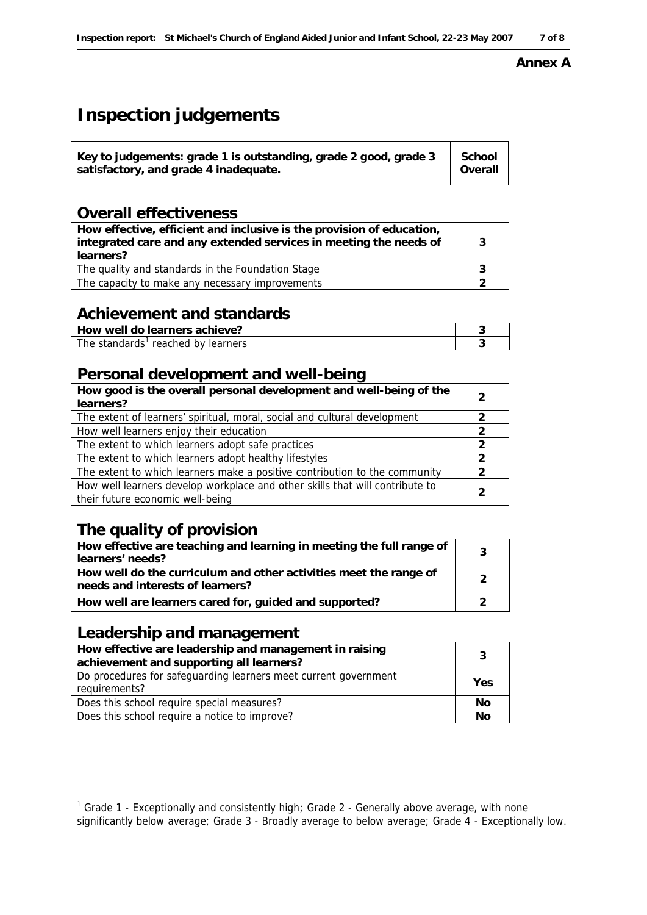**Annex A**

# Inspection judgements

| Key to judgements: grade 1 is outstanding, grade 2 good, grade 3 satisfactory, and grade 4 inadequate. | School Overall |
|---|---|

## Overall effectiveness

| | |
|---|---|
| **How effective, efficient and inclusive is the provision of education, integrated care and any extended services in meeting the needs of learners?** | 3 |
| The quality and standards in the Foundation Stage | 3 |
| The capacity to make any necessary improvements | 2 |

## Achievement and standards

| | |
|---|---|
| **How well do learners achieve?** | 3 |
| The standards[1] reached by learners | 3 |

## Personal development and well-being

| | |
|---|---|
| **How good is the overall personal development and well-being of the learners?** | 2 |
| The extent of learners' spiritual, moral, social and cultural development | 2 |
| How well learners enjoy their education | 2 |
| The extent to which learners adopt safe practices | 2 |
| The extent to which learners adopt healthy lifestyles | 2 |
| The extent to which learners make a positive contribution to the community | 2 |
| How well learners develop workplace and other skills that will contribute to their future economic well-being | 2 |

## The quality of provision

| | |
|---|---|
| **How effective are teaching and learning in meeting the full range of learners' needs?** | 3 |
| **How well do the curriculum and other activities meet the range of needs and interests of learners?** | 2 |
| **How well are learners cared for, guided and supported?** | 2 |

## Leadership and management

| | |
|---|---|
| **How effective are leadership and management in raising achievement and supporting all learners?** | 3 |
| Do procedures for safeguarding learners meet current government requirements? | Yes |
| Does this school require special measures? | No |
| Does this school require a notice to improve? | No |

[1] Grade 1 - Exceptionally and consistently high; Grade 2 - Generally above average, with none significantly below average; Grade 3 - Broadly average to below average; Grade 4 - Exceptionally low.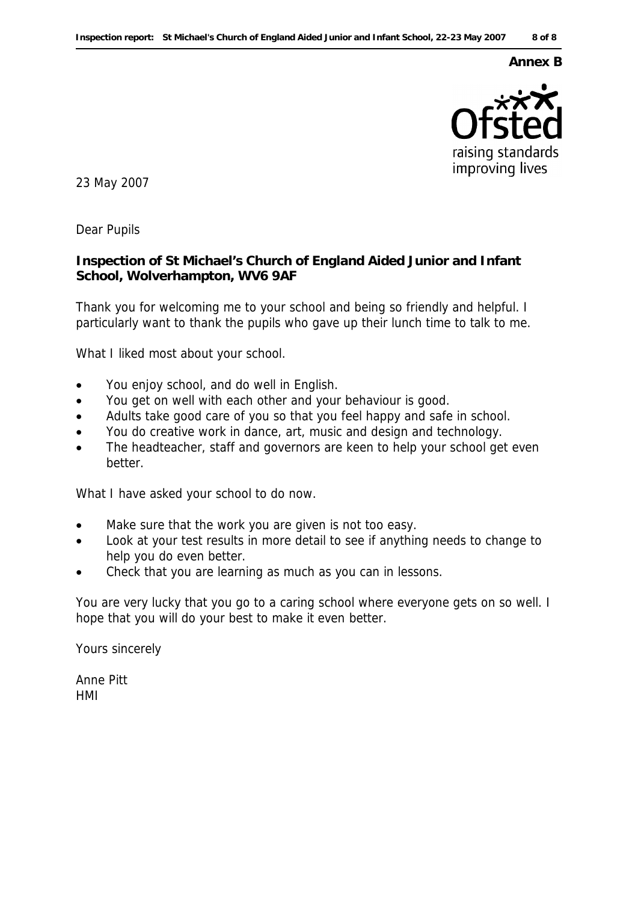**Annex B**

23 May 2007

Dear Pupils

**Inspection of St Michael's Church of England Aided Junior and Infant School, Wolverhampton, WV6 9AF**

Thank you for welcoming me to your school and being so friendly and helpful. I particularly want to thank the pupils who gave up their lunch time to talk to me.

What I liked most about your school.

- You enjoy school, and do well in English.
- You get on well with each other and your behaviour is good.
- Adults take good care of you so that you feel happy and safe in school.
- You do creative work in dance, art, music and design and technology.
- The headteacher, staff and governors are keen to help your school get even better.

What I have asked your school to do now.

- Make sure that the work you are given is not too easy.
- Look at your test results in more detail to see if anything needs to change to help you do even better.
- Check that you are learning as much as you can in lessons.

You are very lucky that you go to a caring school where everyone gets on so well. I hope that you will do your best to make it even better.

Yours sincerely

Anne Pitt
HMI